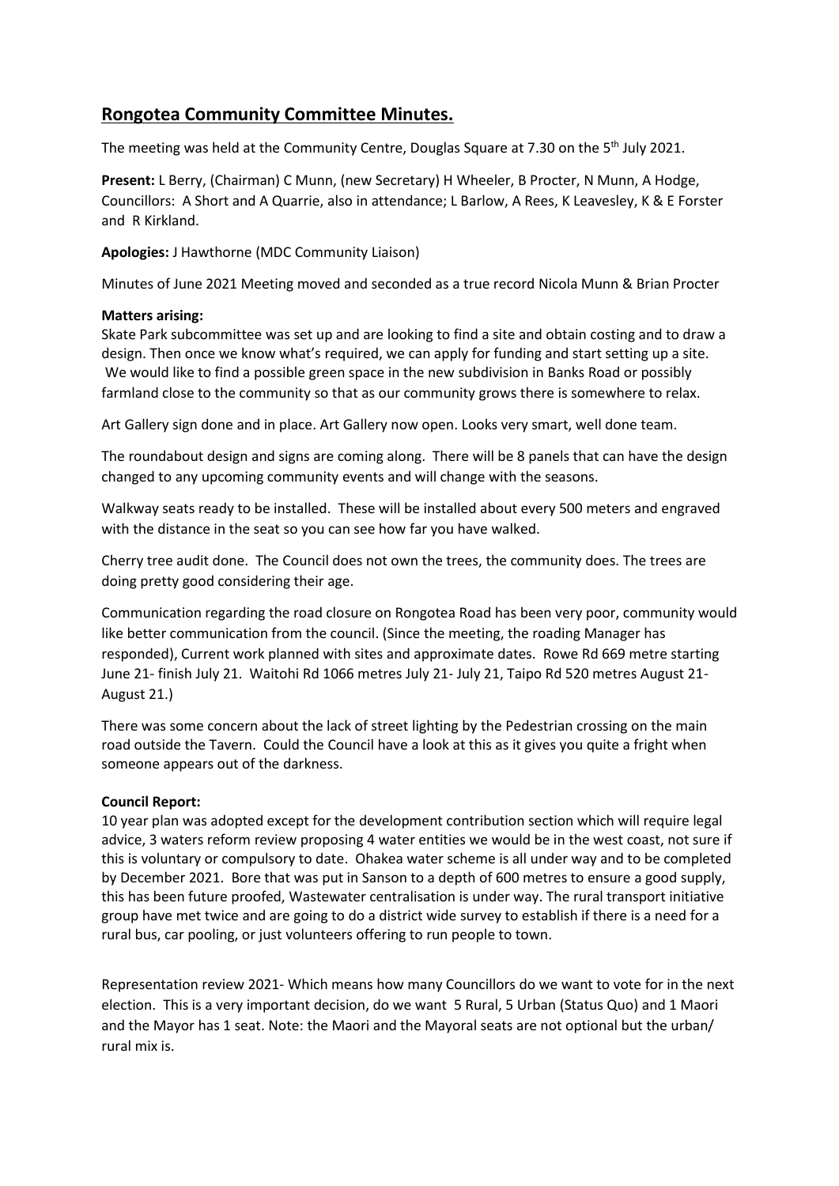# Rongotea Community Committee Minutes.

The meeting was held at the Community Centre, Douglas Square at 7.30 on the 5th July 2021.

**Present:** L Berry, (Chairman) C Munn, (new Secretary) H Wheeler, B Procter, N Munn, A Hodge, Councillors: A Short and A Quarrie, also in attendance; L Barlow, A Rees, K Leavesley, K & E Forster and R Kirkland.

**Apologies:** J Hawthorne (MDC Community Liaison)

Minutes of June 2021 Meeting moved and seconded as a true record Nicola Munn & Brian Procter

**Matters arising:**

Skate Park subcommittee was set up and are looking to find a site and obtain costing and to draw a design. Then once we know what's required, we can apply for funding and start setting up a site. We would like to find a possible green space in the new subdivision in Banks Road or possibly farmland close to the community so that as our community grows there is somewhere to relax.

Art Gallery sign done and in place. Art Gallery now open. Looks very smart, well done team.

The roundabout design and signs are coming along. There will be 8 panels that can have the design changed to any upcoming community events and will change with the seasons.

Walkway seats ready to be installed. These will be installed about every 500 meters and engraved with the distance in the seat so you can see how far you have walked.

Cherry tree audit done. The Council does not own the trees, the community does. The trees are doing pretty good considering their age.

Communication regarding the road closure on Rongotea Road has been very poor, community would like better communication from the council. (Since the meeting, the roading Manager has responded), Current work planned with sites and approximate dates. Rowe Rd 669 metre starting June 21- finish July 21. Waitohi Rd 1066 metres July 21- July 21, Taipo Rd 520 metres August 21- August 21.)

There was some concern about the lack of street lighting by the Pedestrian crossing on the main road outside the Tavern. Could the Council have a look at this as it gives you quite a fright when someone appears out of the darkness.

**Council Report:**

10 year plan was adopted except for the development contribution section which will require legal advice, 3 waters reform review proposing 4 water entities we would be in the west coast, not sure if this is voluntary or compulsory to date. Ohakea water scheme is all under way and to be completed by December 2021. Bore that was put in Sanson to a depth of 600 metres to ensure a good supply, this has been future proofed, Wastewater centralisation is under way. The rural transport initiative group have met twice and are going to do a district wide survey to establish if there is a need for a rural bus, car pooling, or just volunteers offering to run people to town.

Representation review 2021- Which means how many Councillors do we want to vote for in the next election. This is a very important decision, do we want 5 Rural, 5 Urban (Status Quo) and 1 Maori and the Mayor has 1 seat. Note: the Maori and the Mayoral seats are not optional but the urban/ rural mix is.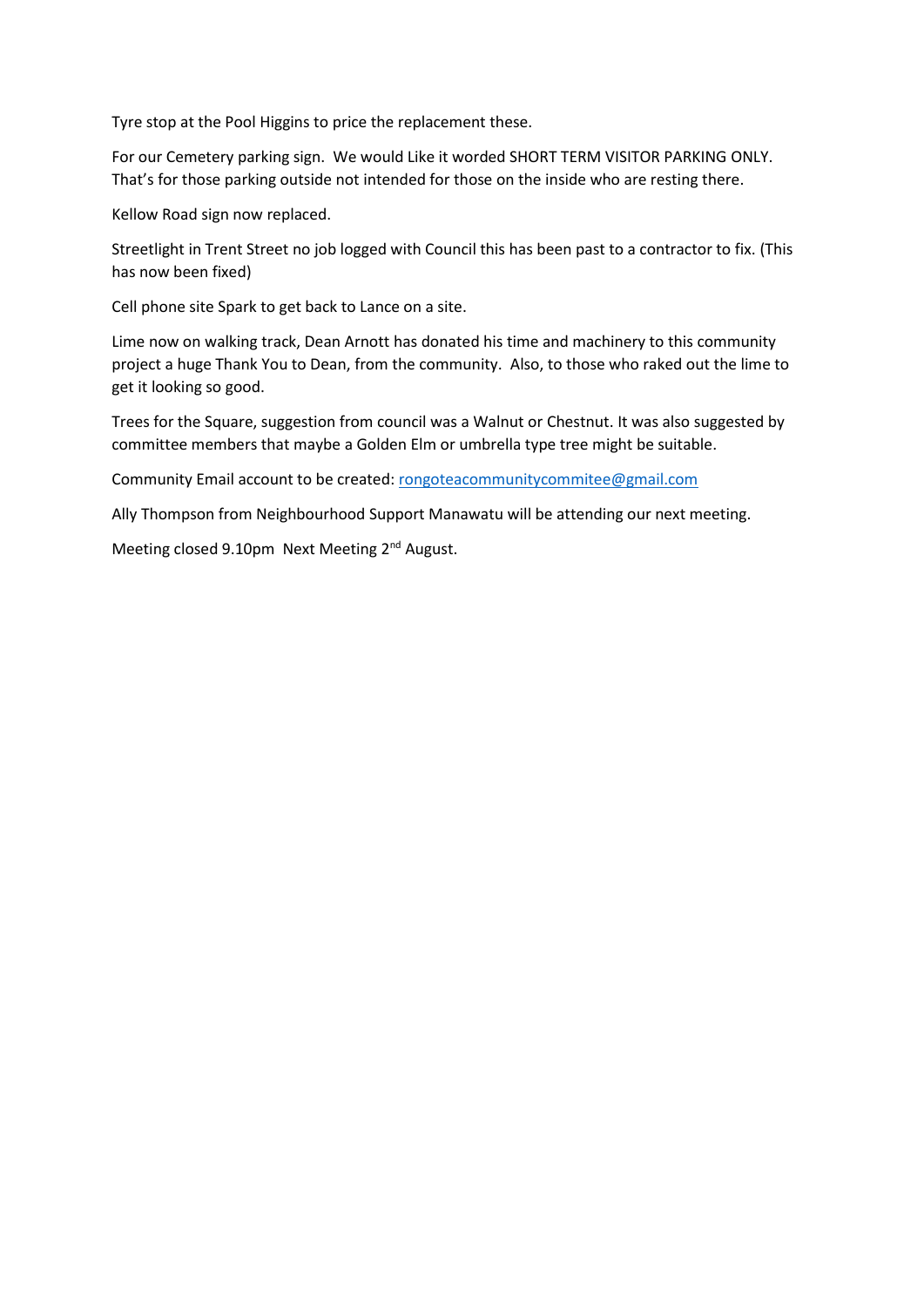Tyre stop at the Pool Higgins to price the replacement these.

For our Cemetery parking sign. We would Like it worded SHORT TERM VISITOR PARKING ONLY. That's for those parking outside not intended for those on the inside who are resting there.

Kellow Road sign now replaced.

Streetlight in Trent Street no job logged with Council this has been past to a contractor to fix. (This has now been fixed)

Cell phone site Spark to get back to Lance on a site.

Lime now on walking track, Dean Arnott has donated his time and machinery to this community project a huge Thank You to Dean, from the community. Also, to those who raked out the lime to get it looking so good.

Trees for the Square, suggestion from council was a Walnut or Chestnut. It was also suggested by committee members that maybe a Golden Elm or umbrella type tree might be suitable.

Community Email account to be created: rongoteacommunitycommitee@gmail.com

Ally Thompson from Neighbourhood Support Manawatu will be attending our next meeting.

Meeting closed 9.10pm Next Meeting 2nd August.